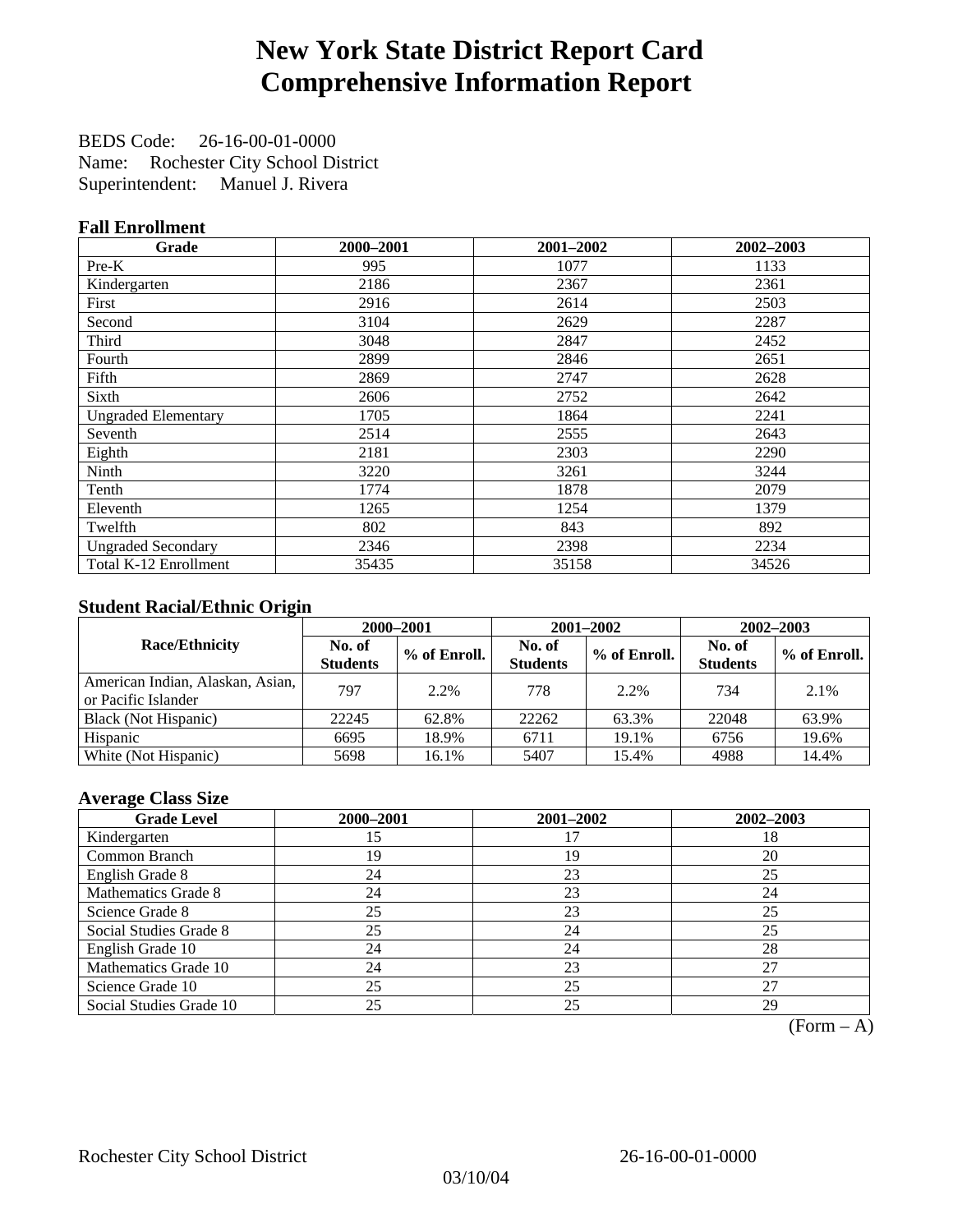# New York State District Report Card
# Comprehensive Information Report

BEDS Code: 26-16-00-01-0000
Name: Rochester City School District
Superintendent: Manuel J. Rivera

### Fall Enrollment

| Grade | 2000–2001 | 2001–2002 | 2002–2003 |
|---|---|---|---|
| Pre-K | 995 | 1077 | 1133 |
| Kindergarten | 2186 | 2367 | 2361 |
| First | 2916 | 2614 | 2503 |
| Second | 3104 | 2629 | 2287 |
| Third | 3048 | 2847 | 2452 |
| Fourth | 2899 | 2846 | 2651 |
| Fifth | 2869 | 2747 | 2628 |
| Sixth | 2606 | 2752 | 2642 |
| Ungraded Elementary | 1705 | 1864 | 2241 |
| Seventh | 2514 | 2555 | 2643 |
| Eighth | 2181 | 2303 | 2290 |
| Ninth | 3220 | 3261 | 3244 |
| Tenth | 1774 | 1878 | 2079 |
| Eleventh | 1265 | 1254 | 1379 |
| Twelfth | 802 | 843 | 892 |
| Ungraded Secondary | 2346 | 2398 | 2234 |
| Total K-12 Enrollment | 35435 | 35158 | 34526 |

### Student Racial/Ethnic Origin

| Race/Ethnicity | 2000–2001 | | 2001–2002 | | 2002–2003 | |
|---|---|---|---|---|---|---|
| | No. of Students | % of Enroll. | No. of Students | % of Enroll. | No. of Students | % of Enroll. |
| American Indian, Alaskan, Asian, or Pacific Islander | 797 | 2.2% | 778 | 2.2% | 734 | 2.1% |
| Black (Not Hispanic) | 22245 | 62.8% | 22262 | 63.3% | 22048 | 63.9% |
| Hispanic | 6695 | 18.9% | 6711 | 19.1% | 6756 | 19.6% |
| White (Not Hispanic) | 5698 | 16.1% | 5407 | 15.4% | 4988 | 14.4% |

### Average Class Size

| Grade Level | 2000–2001 | 2001–2002 | 2002–2003 |
|---|---|---|---|
| Kindergarten | 15 | 17 | 18 |
| Common Branch | 19 | 19 | 20 |
| English Grade 8 | 24 | 23 | 25 |
| Mathematics Grade 8 | 24 | 23 | 24 |
| Science Grade 8 | 25 | 23 | 25 |
| Social Studies Grade 8 | 25 | 24 | 25 |
| English Grade 10 | 24 | 24 | 28 |
| Mathematics Grade 10 | 24 | 23 | 27 |
| Science Grade 10 | 25 | 25 | 27 |
| Social Studies Grade 10 | 25 | 25 | 29 |

(Form – A)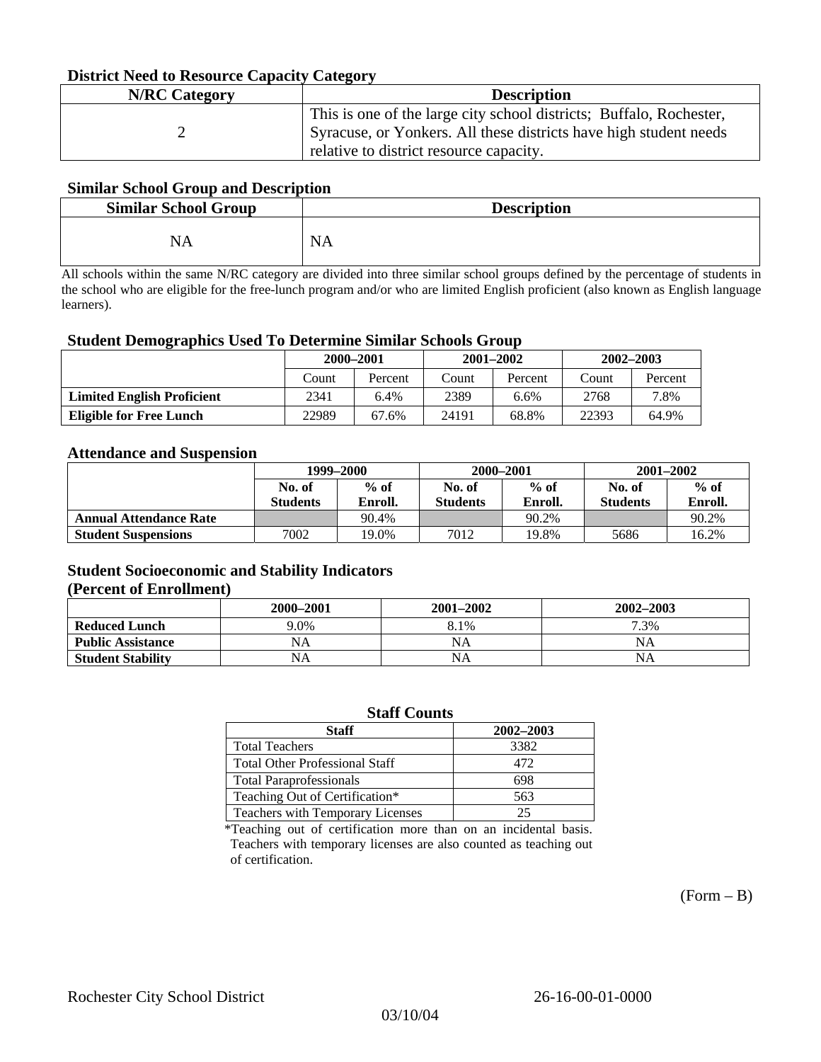### District Need to Resource Capacity Category

| N/RC Category | Description |
|---|---|
| 2 | This is one of the large city school districts; Buffalo, Rochester, Syracuse, or Yonkers. All these districts have high student needs relative to district resource capacity. |

### Similar School Group and Description

| Similar School Group | Description |
|---|---|
| NA | NA |

All schools within the same N/RC category are divided into three similar school groups defined by the percentage of students in the school who are eligible for the free-lunch program and/or who are limited English proficient (also known as English language learners).

### Student Demographics Used To Determine Similar Schools Group

| | 2000–2001 | | 2001–2002 | | 2002–2003 | |
|---|---|---|---|---|---|---|
| | Count | Percent | Count | Percent | Count | Percent |
| **Limited English Proficient** | 2341 | 6.4% | 2389 | 6.6% | 2768 | 7.8% |
| **Eligible for Free Lunch** | 22989 | 67.6% | 24191 | 68.8% | 22393 | 64.9% |

### Attendance and Suspension

| | 1999–2000 | | 2000–2001 | | 2001–2002 | |
|---|---|---|---|---|---|---|
| | No. of Students | % of Enroll. | No. of Students | % of Enroll. | No. of Students | % of Enroll. |
| **Annual Attendance Rate** | | 90.4% | | 90.2% | | 90.2% |
| **Student Suspensions** | 7002 | 19.0% | 7012 | 19.8% | 5686 | 16.2% |

### Student Socioeconomic and Stability Indicators (Percent of Enrollment)

| | 2000–2001 | 2001–2002 | 2002–2003 |
|---|---|---|---|
| **Reduced Lunch** | 9.0% | 8.1% | 7.3% |
| **Public Assistance** | NA | NA | NA |
| **Student Stability** | NA | NA | NA |

### Staff Counts

| Staff | 2002–2003 |
|---|---|
| Total Teachers | 3382 |
| Total Other Professional Staff | 472 |
| Total Paraprofessionals | 698 |
| Teaching Out of Certification* | 563 |
| Teachers with Temporary Licenses | 25 |

*Teaching out of certification more than on an incidental basis. Teachers with temporary licenses are also counted as teaching out of certification.

(Form – B)

Rochester City School District 26-16-00-01-0000

03/10/04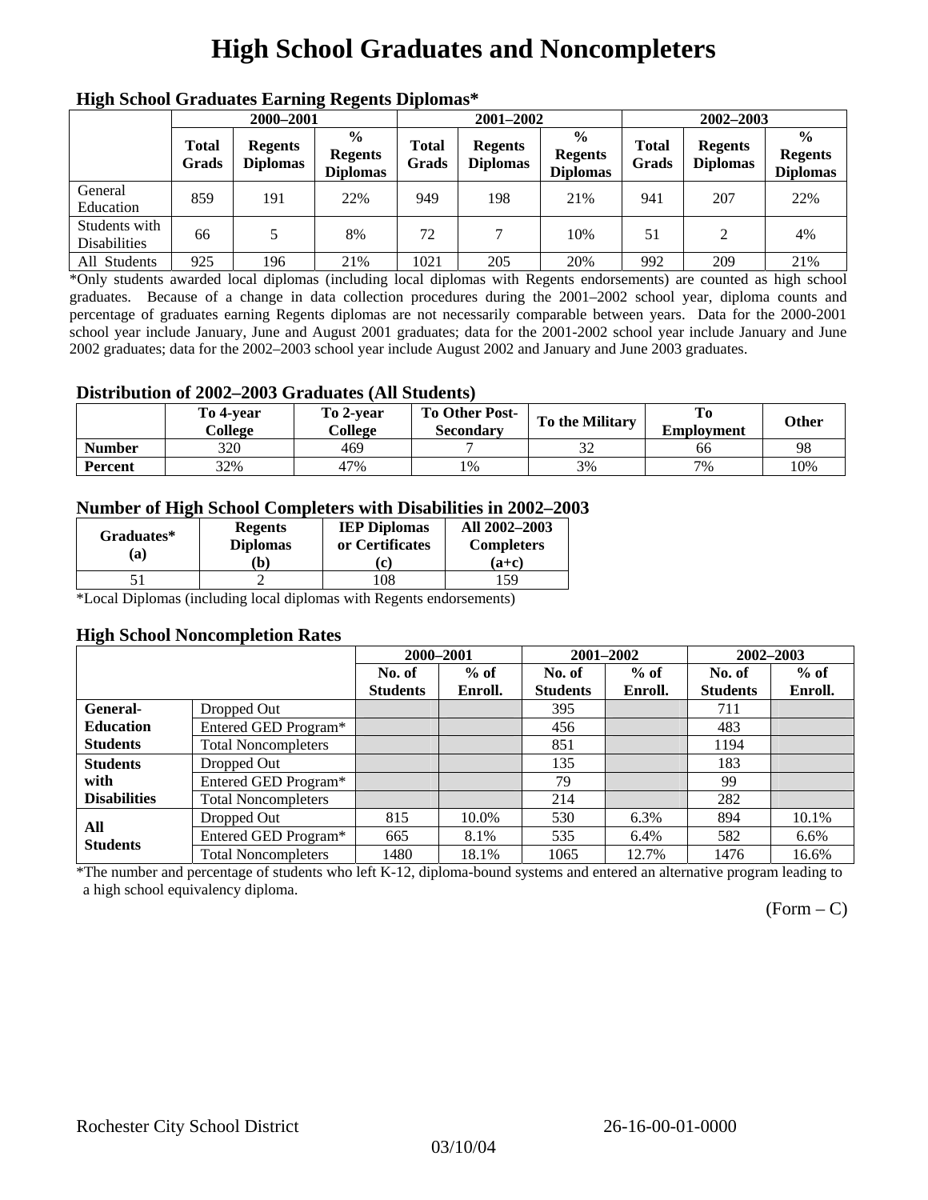# High School Graduates and Noncompleters

### High School Graduates Earning Regents Diplomas*

| | 2000–2001 | | | 2001–2002 | | | 2002–2003 | | |
|---|---|---|---|---|---|---|---|---|---|
| | Total Grads | Regents Diplomas | % Regents Diplomas | Total Grads | Regents Diplomas | % Regents Diplomas | Total Grads | Regents Diplomas | % Regents Diplomas |
| General Education | 859 | 191 | 22% | 949 | 198 | 21% | 941 | 207 | 22% |
| Students with Disabilities | 66 | 5 | 8% | 72 | 7 | 10% | 51 | 2 | 4% |
| All Students | 925 | 196 | 21% | 1021 | 205 | 20% | 992 | 209 | 21% |

*Only students awarded local diplomas (including local diplomas with Regents endorsements) are counted as high school graduates. Because of a change in data collection procedures during the 2001–2002 school year, diploma counts and percentage of graduates earning Regents diplomas are not necessarily comparable between years. Data for the 2000-2001 school year include January, June and August 2001 graduates; data for the 2001-2002 school year include January and June 2002 graduates; data for the 2002–2003 school year include August 2002 and January and June 2003 graduates.

### Distribution of 2002–2003 Graduates (All Students)

| | To 4-year College | To 2-year College | To Other Post-Secondary | To the Military | To Employment | Other |
|---|---|---|---|---|---|---|
| Number | 320 | 469 | 7 | 32 | 66 | 98 |
| Percent | 32% | 47% | 1% | 3% | 7% | 10% |

### Number of High School Completers with Disabilities in 2002–2003

| Graduates* (a) | Regents Diplomas (b) | IEP Diplomas or Certificates (c) | All 2002–2003 Completers (a+c) |
|---|---|---|---|
| 51 | 2 | 108 | 159 |

*Local Diplomas (including local diplomas with Regents endorsements)

### High School Noncompletion Rates

| | | 2000–2001 | | 2001–2002 | | 2002–2003 | |
|---|---|---|---|---|---|---|---|
| | | No. of Students | % of Enroll. | No. of Students | % of Enroll. | No. of Students | % of Enroll. |
| General-Education Students | Dropped Out | | | 395 | | 711 | |
| | Entered GED Program* | | | 456 | | 483 | |
| | Total Noncompleters | | | 851 | | 1194 | |
| Students with Disabilities | Dropped Out | | | 135 | | 183 | |
| | Entered GED Program* | | | 79 | | 99 | |
| | Total Noncompleters | | | 214 | | 282 | |
| All Students | Dropped Out | 815 | 10.0% | 530 | 6.3% | 894 | 10.1% |
| | Entered GED Program* | 665 | 8.1% | 535 | 6.4% | 582 | 6.6% |
| | Total Noncompleters | 1480 | 18.1% | 1065 | 12.7% | 1476 | 16.6% |

*The number and percentage of students who left K-12, diploma-bound systems and entered an alternative program leading to a high school equivalency diploma.

(Form – C)

Rochester City School District 26-16-00-01-0000

03/10/04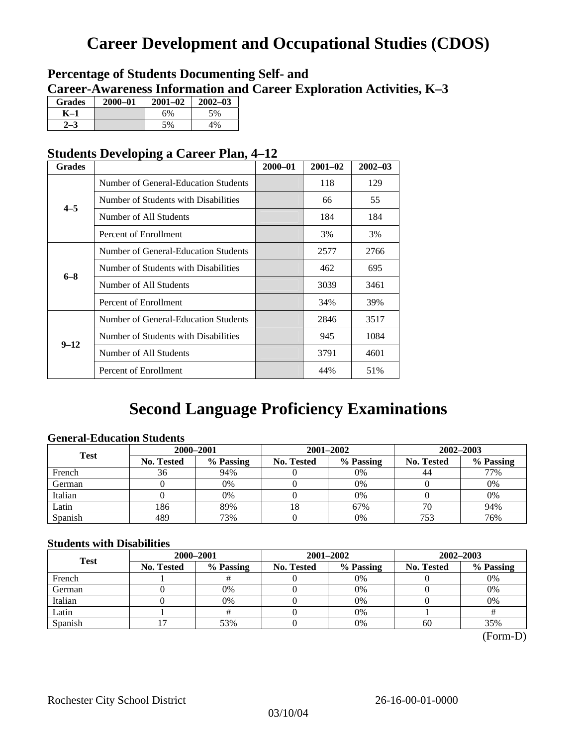# Career Development and Occupational Studies (CDOS)

## Percentage of Students Documenting Self- and Career-Awareness Information and Career Exploration Activities, K–3

| Grades | 2000–01 | 2001–02 | 2002–03 |
|---|---|---|---|
| K–1 | | 6% | 5% |
| 2–3 | | 5% | 4% |

## Students Developing a Career Plan, 4–12

| Grades | | 2000–01 | 2001–02 | 2002–03 |
|---|---|---|---|---|
| 4–5 | Number of General-Education Students | | 118 | 129 |
| | Number of Students with Disabilities | | 66 | 55 |
| | Number of All Students | | 184 | 184 |
| | Percent of Enrollment | | 3% | 3% |
| 6–8 | Number of General-Education Students | | 2577 | 2766 |
| | Number of Students with Disabilities | | 462 | 695 |
| | Number of All Students | | 3039 | 3461 |
| | Percent of Enrollment | | 34% | 39% |
| 9–12 | Number of General-Education Students | | 2846 | 3517 |
| | Number of Students with Disabilities | | 945 | 1084 |
| | Number of All Students | | 3791 | 4601 |
| | Percent of Enrollment | | 44% | 51% |

# Second Language Proficiency Examinations

### General-Education Students

| Test | 2000–2001 | | 2001–2002 | | 2002–2003 | |
|---|---|---|---|---|---|---|
| | No. Tested | % Passing | No. Tested | % Passing | No. Tested | % Passing |
| French | 36 | 94% | 0 | 0% | 44 | 77% |
| German | 0 | 0% | 0 | 0% | 0 | 0% |
| Italian | 0 | 0% | 0 | 0% | 0 | 0% |
| Latin | 186 | 89% | 18 | 67% | 70 | 94% |
| Spanish | 489 | 73% | 0 | 0% | 753 | 76% |

### Students with Disabilities

| Test | 2000–2001 | | 2001–2002 | | 2002–2003 | |
|---|---|---|---|---|---|---|
| | No. Tested | % Passing | No. Tested | % Passing | No. Tested | % Passing |
| French | 1 | # | 0 | 0% | 0 | 0% |
| German | 0 | 0% | 0 | 0% | 0 | 0% |
| Italian | 0 | 0% | 0 | 0% | 0 | 0% |
| Latin | 1 | # | 0 | 0% | 1 | # |
| Spanish | 17 | 53% | 0 | 0% | 60 | 35% |

(Form-D)

Rochester City School District 26-16-00-01-0000

03/10/04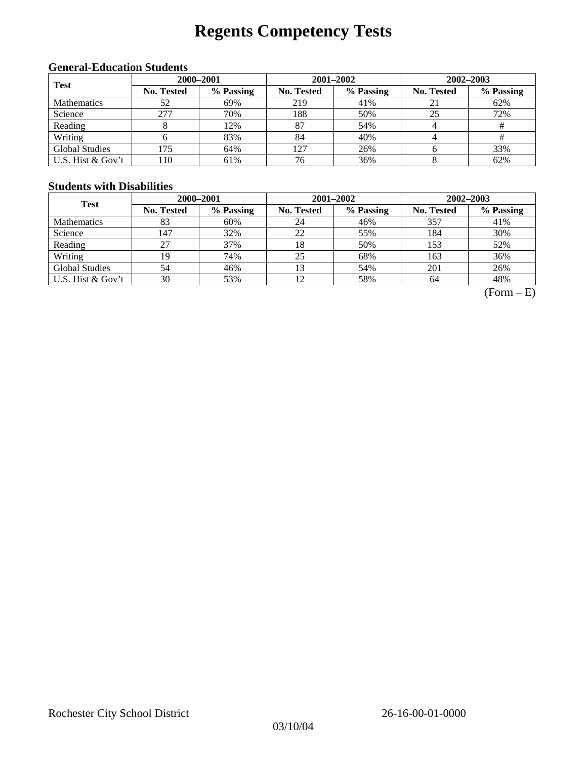# Regents Competency Tests

### General-Education Students

| Test | 2000–2001 | | 2001–2002 | | 2002–2003 | |
|---|---|---|---|---|---|---|
| | No. Tested | % Passing | No. Tested | % Passing | No. Tested | % Passing |
| Mathematics | 52 | 69% | 219 | 41% | 21 | 62% |
| Science | 277 | 70% | 188 | 50% | 25 | 72% |
| Reading | 8 | 12% | 87 | 54% | 4 | # |
| Writing | 6 | 83% | 84 | 40% | 4 | # |
| Global Studies | 175 | 64% | 127 | 26% | 6 | 33% |
| U.S. Hist & Gov't | 110 | 61% | 76 | 36% | 8 | 62% |

### Students with Disabilities

| Test | 2000–2001 | | 2001–2002 | | 2002–2003 | |
|---|---|---|---|---|---|---|
| | No. Tested | % Passing | No. Tested | % Passing | No. Tested | % Passing |
| Mathematics | 83 | 60% | 24 | 46% | 357 | 41% |
| Science | 147 | 32% | 22 | 55% | 184 | 30% |
| Reading | 27 | 37% | 18 | 50% | 153 | 52% |
| Writing | 19 | 74% | 25 | 68% | 163 | 36% |
| Global Studies | 54 | 46% | 13 | 54% | 201 | 26% |
| U.S. Hist & Gov't | 30 | 53% | 12 | 58% | 64 | 48% |

(Form – E)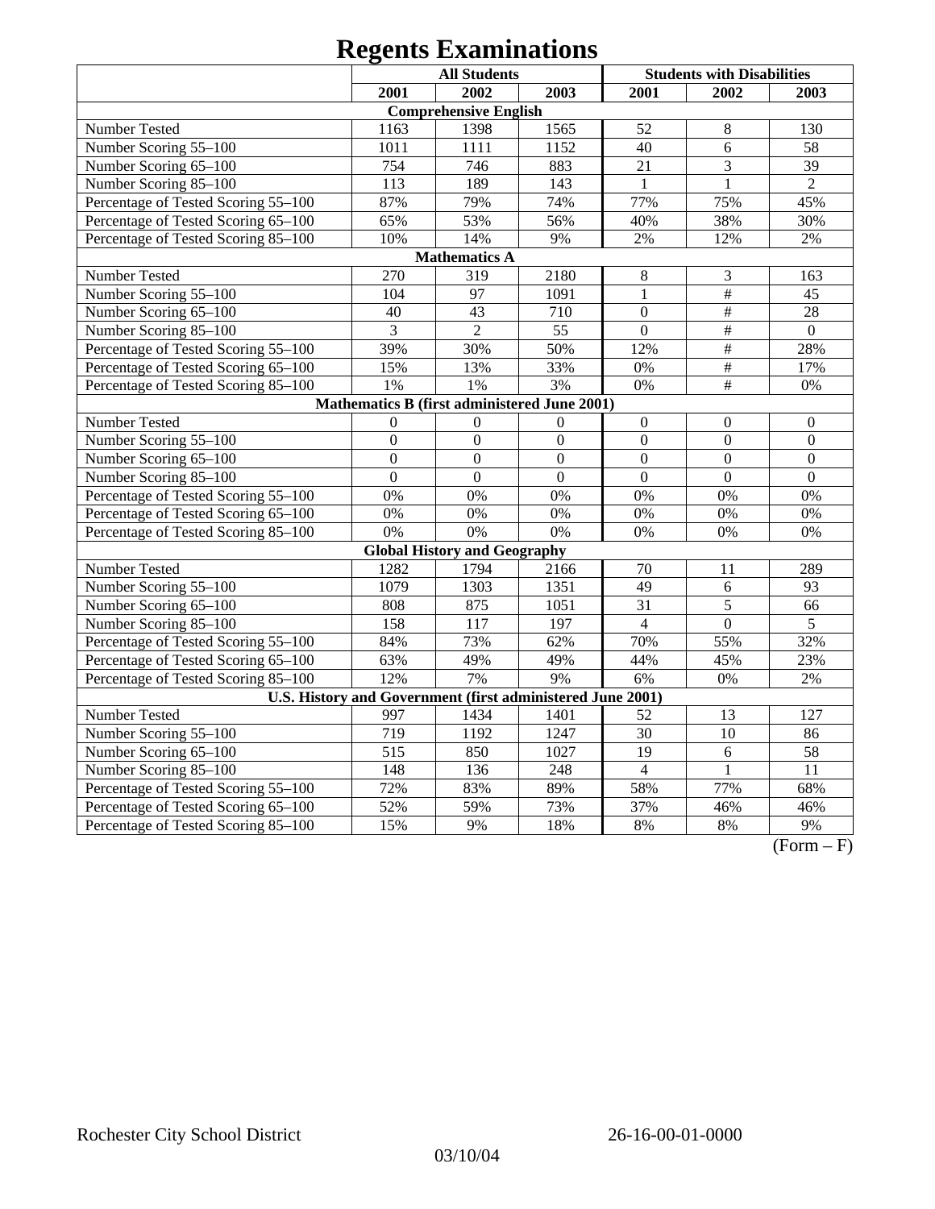# Regents Examinations

| | All Students | | | Students with Disabilities | | |
|---|---|---|---|---|---|---|
| | 2001 | 2002 | 2003 | 2001 | 2002 | 2003 |
| **Comprehensive English** | | | | | | |
| Number Tested | 1163 | 1398 | 1565 | 52 | 8 | 130 |
| Number Scoring 55–100 | 1011 | 1111 | 1152 | 40 | 6 | 58 |
| Number Scoring 65–100 | 754 | 746 | 883 | 21 | 3 | 39 |
| Number Scoring 85–100 | 113 | 189 | 143 | 1 | 1 | 2 |
| Percentage of Tested Scoring 55–100 | 87% | 79% | 74% | 77% | 75% | 45% |
| Percentage of Tested Scoring 65–100 | 65% | 53% | 56% | 40% | 38% | 30% |
| Percentage of Tested Scoring 85–100 | 10% | 14% | 9% | 2% | 12% | 2% |
| **Mathematics A** | | | | | | |
| Number Tested | 270 | 319 | 2180 | 8 | 3 | 163 |
| Number Scoring 55–100 | 104 | 97 | 1091 | 1 | # | 45 |
| Number Scoring 65–100 | 40 | 43 | 710 | 0 | # | 28 |
| Number Scoring 85–100 | 3 | 2 | 55 | 0 | # | 0 |
| Percentage of Tested Scoring 55–100 | 39% | 30% | 50% | 12% | # | 28% |
| Percentage of Tested Scoring 65–100 | 15% | 13% | 33% | 0% | # | 17% |
| Percentage of Tested Scoring 85–100 | 1% | 1% | 3% | 0% | # | 0% |
| **Mathematics B (first administered June 2001)** | | | | | | |
| Number Tested | 0 | 0 | 0 | 0 | 0 | 0 |
| Number Scoring 55–100 | 0 | 0 | 0 | 0 | 0 | 0 |
| Number Scoring 65–100 | 0 | 0 | 0 | 0 | 0 | 0 |
| Number Scoring 85–100 | 0 | 0 | 0 | 0 | 0 | 0 |
| Percentage of Tested Scoring 55–100 | 0% | 0% | 0% | 0% | 0% | 0% |
| Percentage of Tested Scoring 65–100 | 0% | 0% | 0% | 0% | 0% | 0% |
| Percentage of Tested Scoring 85–100 | 0% | 0% | 0% | 0% | 0% | 0% |
| **Global History and Geography** | | | | | | |
| Number Tested | 1282 | 1794 | 2166 | 70 | 11 | 289 |
| Number Scoring 55–100 | 1079 | 1303 | 1351 | 49 | 6 | 93 |
| Number Scoring 65–100 | 808 | 875 | 1051 | 31 | 5 | 66 |
| Number Scoring 85–100 | 158 | 117 | 197 | 4 | 0 | 5 |
| Percentage of Tested Scoring 55–100 | 84% | 73% | 62% | 70% | 55% | 32% |
| Percentage of Tested Scoring 65–100 | 63% | 49% | 49% | 44% | 45% | 23% |
| Percentage of Tested Scoring 85–100 | 12% | 7% | 9% | 6% | 0% | 2% |
| **U.S. History and Government (first administered June 2001)** | | | | | | |
| Number Tested | 997 | 1434 | 1401 | 52 | 13 | 127 |
| Number Scoring 55–100 | 719 | 1192 | 1247 | 30 | 10 | 86 |
| Number Scoring 65–100 | 515 | 850 | 1027 | 19 | 6 | 58 |
| Number Scoring 85–100 | 148 | 136 | 248 | 4 | 1 | 11 |
| Percentage of Tested Scoring 55–100 | 72% | 83% | 89% | 58% | 77% | 68% |
| Percentage of Tested Scoring 65–100 | 52% | 59% | 73% | 37% | 46% | 46% |
| Percentage of Tested Scoring 85–100 | 15% | 9% | 18% | 8% | 8% | 9% |

(Form – F)

Rochester City School District 26-16-00-01-0000

03/10/04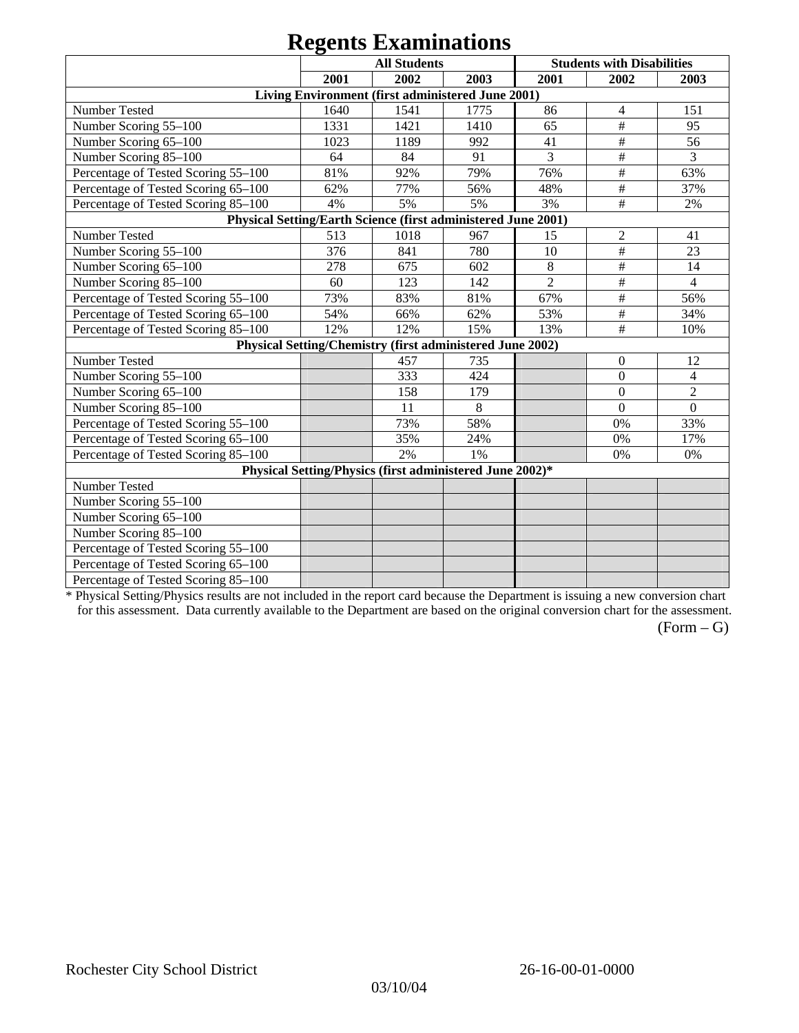# Regents Examinations

| | All Students | | | Students with Disabilities | | |
|---|---|---|---|---|---|---|
| | 2001 | 2002 | 2003 | 2001 | 2002 | 2003 |
| **Living Environment (first administered June 2001)** | | | | | | |
| Number Tested | 1640 | 1541 | 1775 | 86 | 4 | 151 |
| Number Scoring 55–100 | 1331 | 1421 | 1410 | 65 | # | 95 |
| Number Scoring 65–100 | 1023 | 1189 | 992 | 41 | # | 56 |
| Number Scoring 85–100 | 64 | 84 | 91 | 3 | # | 3 |
| Percentage of Tested Scoring 55–100 | 81% | 92% | 79% | 76% | # | 63% |
| Percentage of Tested Scoring 65–100 | 62% | 77% | 56% | 48% | # | 37% |
| Percentage of Tested Scoring 85–100 | 4% | 5% | 5% | 3% | # | 2% |
| **Physical Setting/Earth Science (first administered June 2001)** | | | | | | |
| Number Tested | 513 | 1018 | 967 | 15 | 2 | 41 |
| Number Scoring 55–100 | 376 | 841 | 780 | 10 | # | 23 |
| Number Scoring 65–100 | 278 | 675 | 602 | 8 | # | 14 |
| Number Scoring 85–100 | 60 | 123 | 142 | 2 | # | 4 |
| Percentage of Tested Scoring 55–100 | 73% | 83% | 81% | 67% | # | 56% |
| Percentage of Tested Scoring 65–100 | 54% | 66% | 62% | 53% | # | 34% |
| Percentage of Tested Scoring 85–100 | 12% | 12% | 15% | 13% | # | 10% |
| **Physical Setting/Chemistry (first administered June 2002)** | | | | | | |
| Number Tested | | 457 | 735 | | 0 | 12 |
| Number Scoring 55–100 | | 333 | 424 | | 0 | 4 |
| Number Scoring 65–100 | | 158 | 179 | | 0 | 2 |
| Number Scoring 85–100 | | 11 | 8 | | 0 | 0 |
| Percentage of Tested Scoring 55–100 | | 73% | 58% | | 0% | 33% |
| Percentage of Tested Scoring 65–100 | | 35% | 24% | | 0% | 17% |
| Percentage of Tested Scoring 85–100 | | 2% | 1% | | 0% | 0% |
| **Physical Setting/Physics (first administered June 2002)*** | | | | | | |
| Number Tested | | | | | | |
| Number Scoring 55–100 | | | | | | |
| Number Scoring 65–100 | | | | | | |
| Number Scoring 85–100 | | | | | | |
| Percentage of Tested Scoring 55–100 | | | | | | |
| Percentage of Tested Scoring 65–100 | | | | | | |
| Percentage of Tested Scoring 85–100 | | | | | | |

* Physical Setting/Physics results are not included in the report card because the Department is issuing a new conversion chart for this assessment. Data currently available to the Department are based on the original conversion chart for the assessment.

(Form – G)

Rochester City School District 26-16-00-01-0000

03/10/04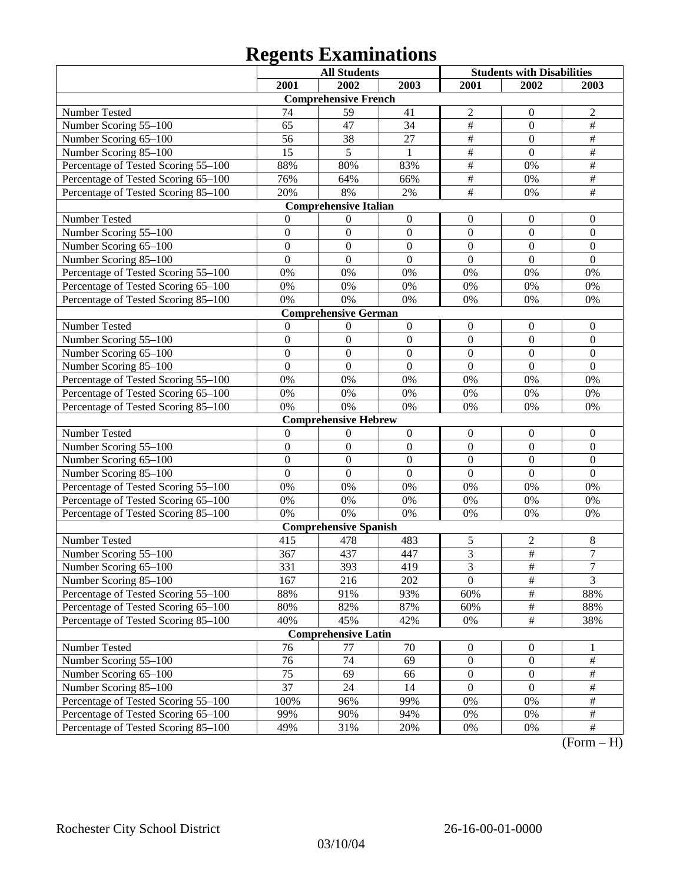# Regents Examinations

| | All Students | | | Students with Disabilities | | |
|---|---|---|---|---|---|---|
| | 2001 | 2002 | 2003 | 2001 | 2002 | 2003 |
| **Comprehensive French** | | | | | | |
| Number Tested | 74 | 59 | 41 | 2 | 0 | 2 |
| Number Scoring 55–100 | 65 | 47 | 34 | # | 0 | # |
| Number Scoring 65–100 | 56 | 38 | 27 | # | 0 | # |
| Number Scoring 85–100 | 15 | 5 | 1 | # | 0 | # |
| Percentage of Tested Scoring 55–100 | 88% | 80% | 83% | # | 0% | # |
| Percentage of Tested Scoring 65–100 | 76% | 64% | 66% | # | 0% | # |
| Percentage of Tested Scoring 85–100 | 20% | 8% | 2% | # | 0% | # |
| **Comprehensive Italian** | | | | | | |
| Number Tested | 0 | 0 | 0 | 0 | 0 | 0 |
| Number Scoring 55–100 | 0 | 0 | 0 | 0 | 0 | 0 |
| Number Scoring 65–100 | 0 | 0 | 0 | 0 | 0 | 0 |
| Number Scoring 85–100 | 0 | 0 | 0 | 0 | 0 | 0 |
| Percentage of Tested Scoring 55–100 | 0% | 0% | 0% | 0% | 0% | 0% |
| Percentage of Tested Scoring 65–100 | 0% | 0% | 0% | 0% | 0% | 0% |
| Percentage of Tested Scoring 85–100 | 0% | 0% | 0% | 0% | 0% | 0% |
| **Comprehensive German** | | | | | | |
| Number Tested | 0 | 0 | 0 | 0 | 0 | 0 |
| Number Scoring 55–100 | 0 | 0 | 0 | 0 | 0 | 0 |
| Number Scoring 65–100 | 0 | 0 | 0 | 0 | 0 | 0 |
| Number Scoring 85–100 | 0 | 0 | 0 | 0 | 0 | 0 |
| Percentage of Tested Scoring 55–100 | 0% | 0% | 0% | 0% | 0% | 0% |
| Percentage of Tested Scoring 65–100 | 0% | 0% | 0% | 0% | 0% | 0% |
| Percentage of Tested Scoring 85–100 | 0% | 0% | 0% | 0% | 0% | 0% |
| **Comprehensive Hebrew** | | | | | | |
| Number Tested | 0 | 0 | 0 | 0 | 0 | 0 |
| Number Scoring 55–100 | 0 | 0 | 0 | 0 | 0 | 0 |
| Number Scoring 65–100 | 0 | 0 | 0 | 0 | 0 | 0 |
| Number Scoring 85–100 | 0 | 0 | 0 | 0 | 0 | 0 |
| Percentage of Tested Scoring 55–100 | 0% | 0% | 0% | 0% | 0% | 0% |
| Percentage of Tested Scoring 65–100 | 0% | 0% | 0% | 0% | 0% | 0% |
| Percentage of Tested Scoring 85–100 | 0% | 0% | 0% | 0% | 0% | 0% |
| **Comprehensive Spanish** | | | | | | |
| Number Tested | 415 | 478 | 483 | 5 | 2 | 8 |
| Number Scoring 55–100 | 367 | 437 | 447 | 3 | # | 7 |
| Number Scoring 65–100 | 331 | 393 | 419 | 3 | # | 7 |
| Number Scoring 85–100 | 167 | 216 | 202 | 0 | # | 3 |
| Percentage of Tested Scoring 55–100 | 88% | 91% | 93% | 60% | # | 88% |
| Percentage of Tested Scoring 65–100 | 80% | 82% | 87% | 60% | # | 88% |
| Percentage of Tested Scoring 85–100 | 40% | 45% | 42% | 0% | # | 38% |
| **Comprehensive Latin** | | | | | | |
| Number Tested | 76 | 77 | 70 | 0 | 0 | 1 |
| Number Scoring 55–100 | 76 | 74 | 69 | 0 | 0 | # |
| Number Scoring 65–100 | 75 | 69 | 66 | 0 | 0 | # |
| Number Scoring 85–100 | 37 | 24 | 14 | 0 | 0 | # |
| Percentage of Tested Scoring 55–100 | 100% | 96% | 99% | 0% | 0% | # |
| Percentage of Tested Scoring 65–100 | 99% | 90% | 94% | 0% | 0% | # |
| Percentage of Tested Scoring 85–100 | 49% | 31% | 20% | 0% | 0% | # |

(Form – H)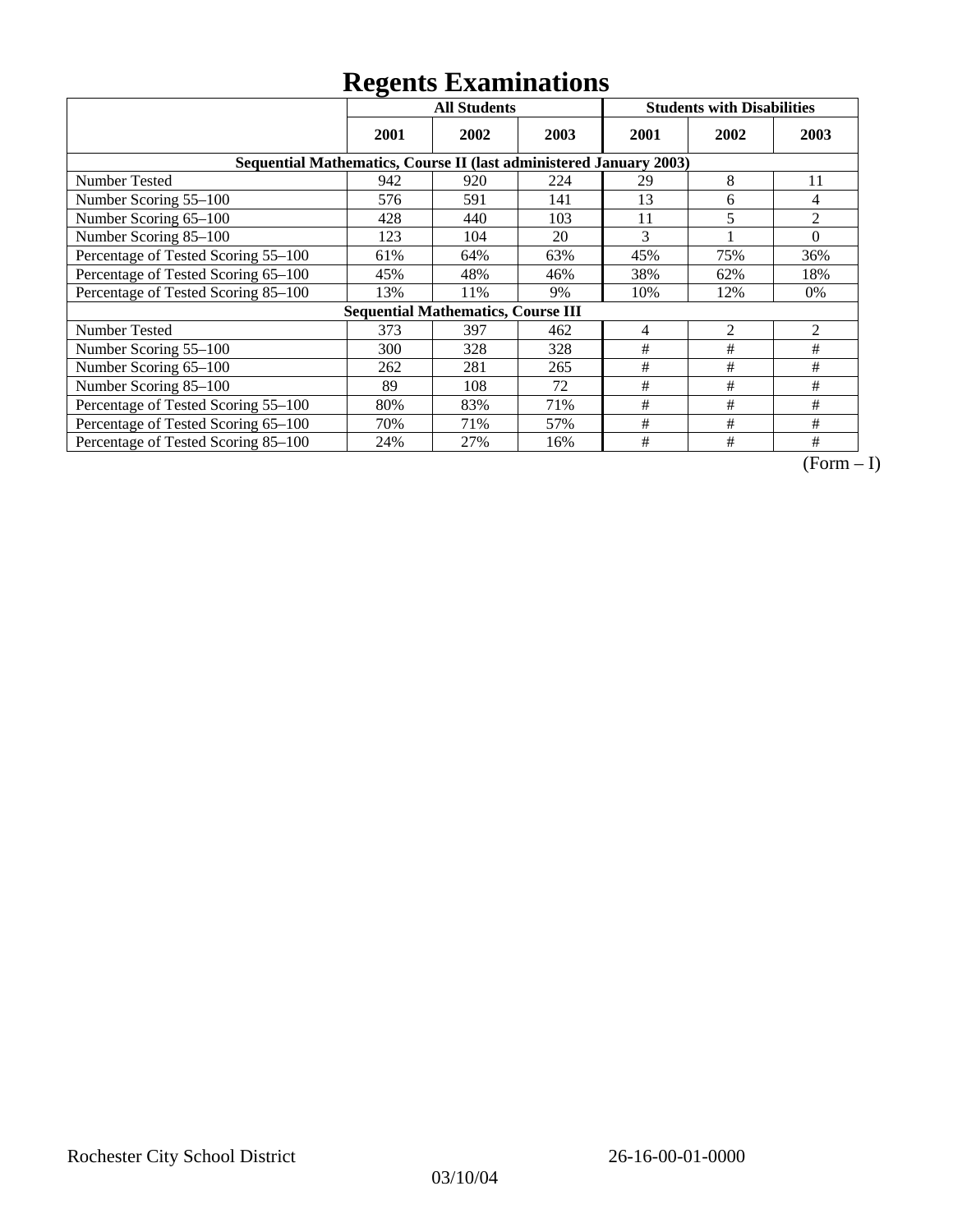# Regents Examinations

| | All Students | | | Students with Disabilities | | |
|---|---|---|---|---|---|---|
| | 2001 | 2002 | 2003 | 2001 | 2002 | 2003 |
| **Sequential Mathematics, Course II (last administered January 2003)** | | | | | | |
| Number Tested | 942 | 920 | 224 | 29 | 8 | 11 |
| Number Scoring 55–100 | 576 | 591 | 141 | 13 | 6 | 4 |
| Number Scoring 65–100 | 428 | 440 | 103 | 11 | 5 | 2 |
| Number Scoring 85–100 | 123 | 104 | 20 | 3 | 1 | 0 |
| Percentage of Tested Scoring 55–100 | 61% | 64% | 63% | 45% | 75% | 36% |
| Percentage of Tested Scoring 65–100 | 45% | 48% | 46% | 38% | 62% | 18% |
| Percentage of Tested Scoring 85–100 | 13% | 11% | 9% | 10% | 12% | 0% |
| **Sequential Mathematics, Course III** | | | | | | |
| Number Tested | 373 | 397 | 462 | 4 | 2 | 2 |
| Number Scoring 55–100 | 300 | 328 | 328 | # | # | # |
| Number Scoring 65–100 | 262 | 281 | 265 | # | # | # |
| Number Scoring 85–100 | 89 | 108 | 72 | # | # | # |
| Percentage of Tested Scoring 55–100 | 80% | 83% | 71% | # | # | # |
| Percentage of Tested Scoring 65–100 | 70% | 71% | 57% | # | # | # |
| Percentage of Tested Scoring 85–100 | 24% | 27% | 16% | # | # | # |

(Form – I)

Rochester City School District 26-16-00-01-0000

03/10/04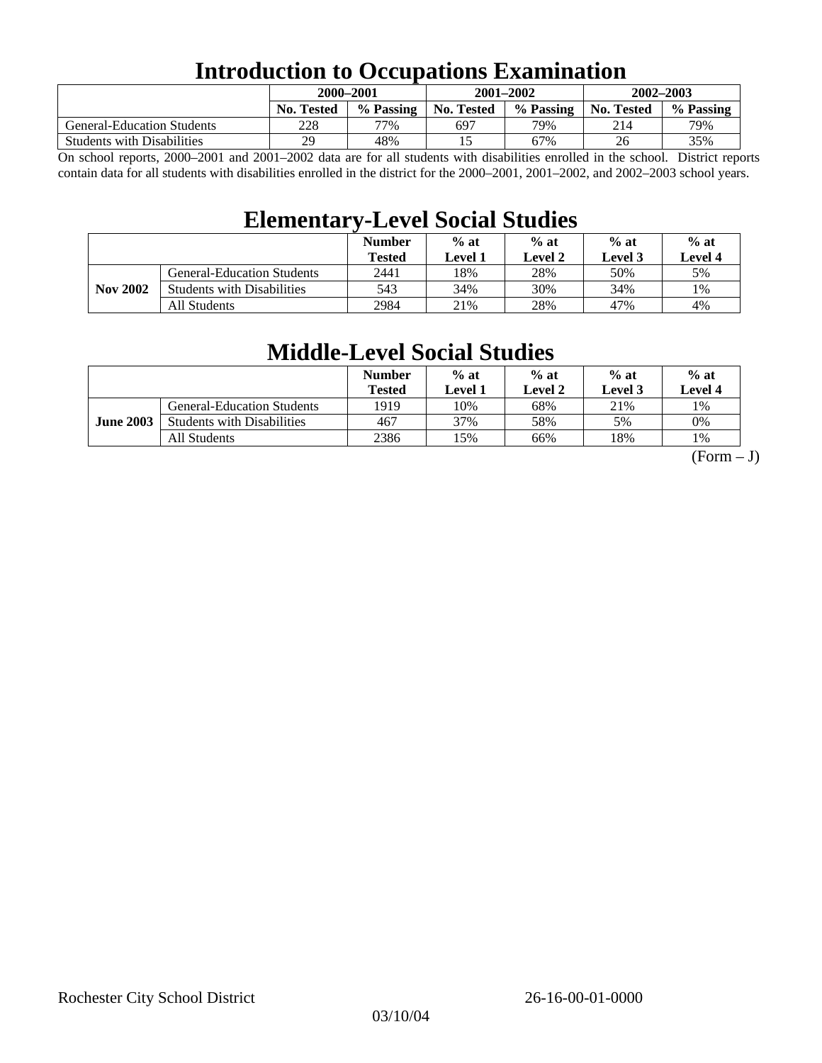# Introduction to Occupations Examination

| | 2000–2001 | | 2001–2002 | | 2002–2003 | |
|---|---|---|---|---|---|---|
| | No. Tested | % Passing | No. Tested | % Passing | No. Tested | % Passing |
| General-Education Students | 228 | 77% | 697 | 79% | 214 | 79% |
| Students with Disabilities | 29 | 48% | 15 | 67% | 26 | 35% |

On school reports, 2000–2001 and 2001–2002 data are for all students with disabilities enrolled in the school. District reports contain data for all students with disabilities enrolled in the district for the 2000–2001, 2001–2002, and 2002–2003 school years.

# Elementary-Level Social Studies

| | | Number Tested | % at Level 1 | % at Level 2 | % at Level 3 | % at Level 4 |
|---|---|---|---|---|---|---|
| **Nov 2002** | General-Education Students | 2441 | 18% | 28% | 50% | 5% |
| | Students with Disabilities | 543 | 34% | 30% | 34% | 1% |
| | All Students | 2984 | 21% | 28% | 47% | 4% |

# Middle-Level Social Studies

| | | Number Tested | % at Level 1 | % at Level 2 | % at Level 3 | % at Level 4 |
|---|---|---|---|---|---|---|
| **June 2003** | General-Education Students | 1919 | 10% | 68% | 21% | 1% |
| | Students with Disabilities | 467 | 37% | 58% | 5% | 0% |
| | All Students | 2386 | 15% | 66% | 18% | 1% |

(Form – J)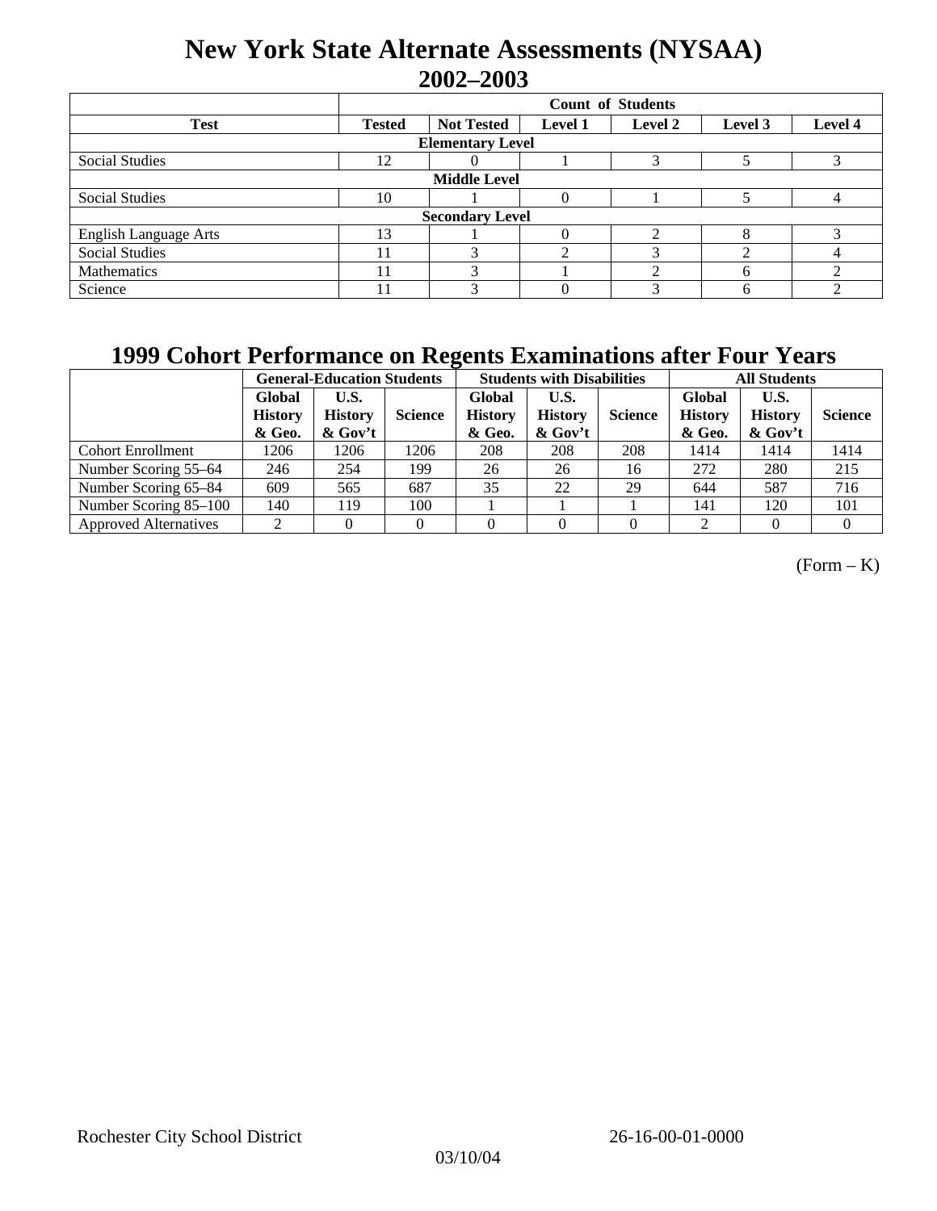# New York State Alternate Assessments (NYSAA) 2002–2003

| | Count of Students | | | | | |
|---|---|---|---|---|---|---|
| **Test** | **Tested** | **Not Tested** | **Level 1** | **Level 2** | **Level 3** | **Level 4** |
| **Elementary Level** | | | | | | |
| Social Studies | 12 | 0 | 1 | 3 | 5 | 3 |
| **Middle Level** | | | | | | |
| Social Studies | 10 | 1 | 0 | 1 | 5 | 4 |
| **Secondary Level** | | | | | | |
| English Language Arts | 13 | 1 | 0 | 2 | 8 | 3 |
| Social Studies | 11 | 3 | 2 | 3 | 2 | 4 |
| Mathematics | 11 | 3 | 1 | 2 | 6 | 2 |
| Science | 11 | 3 | 0 | 3 | 6 | 2 |

# 1999 Cohort Performance on Regents Examinations after Four Years

| | General-Education Students | | | Students with Disabilities | | | All Students | | |
|---|---|---|---|---|---|---|---|---|---|
| | **Global History & Geo.** | **U.S. History & Gov't** | **Science** | **Global History & Geo.** | **U.S. History & Gov't** | **Science** | **Global History & Geo.** | **U.S. History & Gov't** | **Science** |
| Cohort Enrollment | 1206 | 1206 | 1206 | 208 | 208 | 208 | 1414 | 1414 | 1414 |
| Number Scoring 55–64 | 246 | 254 | 199 | 26 | 26 | 16 | 272 | 280 | 215 |
| Number Scoring 65–84 | 609 | 565 | 687 | 35 | 22 | 29 | 644 | 587 | 716 |
| Number Scoring 85–100 | 140 | 119 | 100 | 1 | 1 | 1 | 141 | 120 | 101 |
| Approved Alternatives | 2 | 0 | 0 | 0 | 0 | 0 | 2 | 0 | 0 |

(Form – K)

Rochester City School District 26-16-00-01-0000

03/10/04